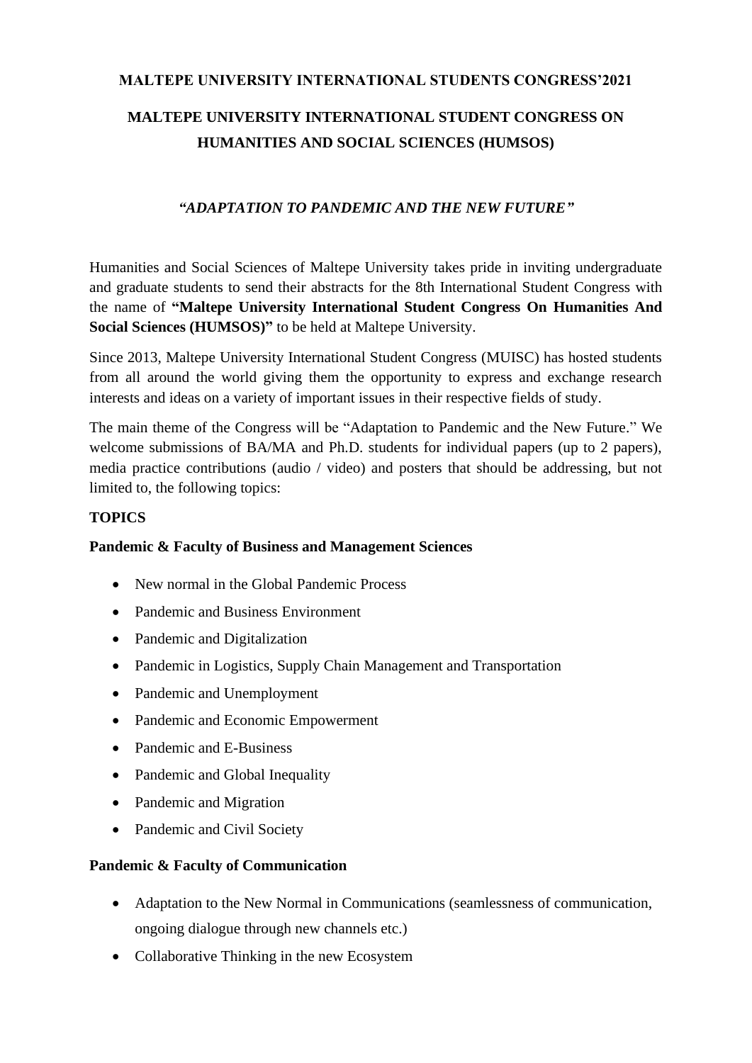**MALTEPE UNIVERSITY INTERNATIONAL STUDENTS CONGRESS'2021**

# MALTEPE UNIVERSITY INTERNATIONAL STUDENT CONGRESS ON HUMANITIES AND SOCIAL SCIENCES (HUMSOS)

***"ADAPTATION TO PANDEMIC AND THE NEW FUTURE"***

Humanities and Social Sciences of Maltepe University takes pride in inviting undergraduate and graduate students to send their abstracts for the 8th International Student Congress with the name of **"Maltepe University International Student Congress On Humanities And Social Sciences (HUMSOS)"** to be held at Maltepe University.

Since 2013, Maltepe University International Student Congress (MUISC) has hosted students from all around the world giving them the opportunity to express and exchange research interests and ideas on a variety of important issues in their respective fields of study.

The main theme of the Congress will be "Adaptation to Pandemic and the New Future." We welcome submissions of BA/MA and Ph.D. students for individual papers (up to 2 papers), media practice contributions (audio / video) and posters that should be addressing, but not limited to, the following topics:

## TOPICS

### Pandemic & Faculty of Business and Management Sciences

- New normal in the Global Pandemic Process
- Pandemic and Business Environment
- Pandemic and Digitalization
- Pandemic in Logistics, Supply Chain Management and Transportation
- Pandemic and Unemployment
- Pandemic and Economic Empowerment
- Pandemic and E-Business
- Pandemic and Global Inequality
- Pandemic and Migration
- Pandemic and Civil Society

### Pandemic & Faculty of Communication

- Adaptation to the New Normal in Communications (seamlessness of communication, ongoing dialogue through new channels etc.)
- Collaborative Thinking in the new Ecosystem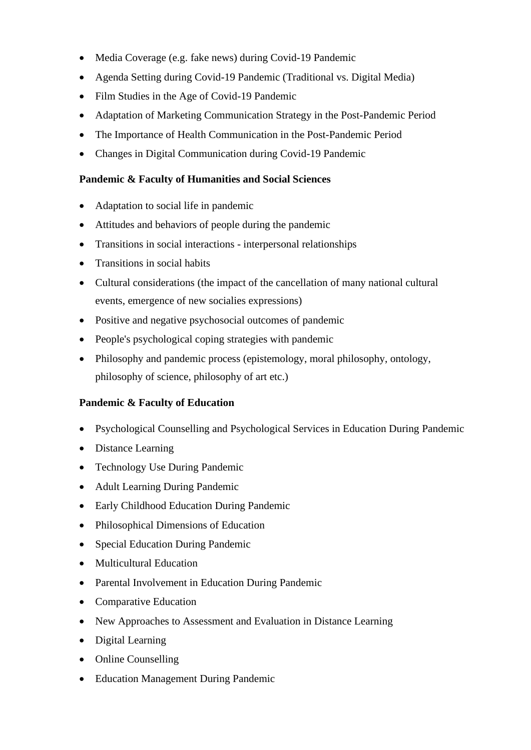- Media Coverage (e.g. fake news) during Covid-19 Pandemic
- Agenda Setting during Covid-19 Pandemic (Traditional vs. Digital Media)
- Film Studies in the Age of Covid-19 Pandemic
- Adaptation of Marketing Communication Strategy in the Post-Pandemic Period
- The Importance of Health Communication in the Post-Pandemic Period
- Changes in Digital Communication during Covid-19 Pandemic

**Pandemic & Faculty of Humanities and Social Sciences**

- Adaptation to social life in pandemic
- Attitudes and behaviors of people during the pandemic
- Transitions in social interactions - interpersonal relationships
- Transitions in social habits
- Cultural considerations (the impact of the cancellation of many national cultural events, emergence of new socialies expressions)
- Positive and negative psychosocial outcomes of pandemic
- People's psychological coping strategies with pandemic
- Philosophy and pandemic process (epistemology, moral philosophy, ontology, philosophy of science, philosophy of art etc.)

**Pandemic & Faculty of Education**

- Psychological Counselling and Psychological Services in Education During Pandemic
- Distance Learning
- Technology Use During Pandemic
- Adult Learning During Pandemic
- Early Childhood Education During Pandemic
- Philosophical Dimensions of Education
- Special Education During Pandemic
- Multicultural Education
- Parental Involvement in Education During Pandemic
- Comparative Education
- New Approaches to Assessment and Evaluation in Distance Learning
- Digital Learning
- Online Counselling
- Education Management During Pandemic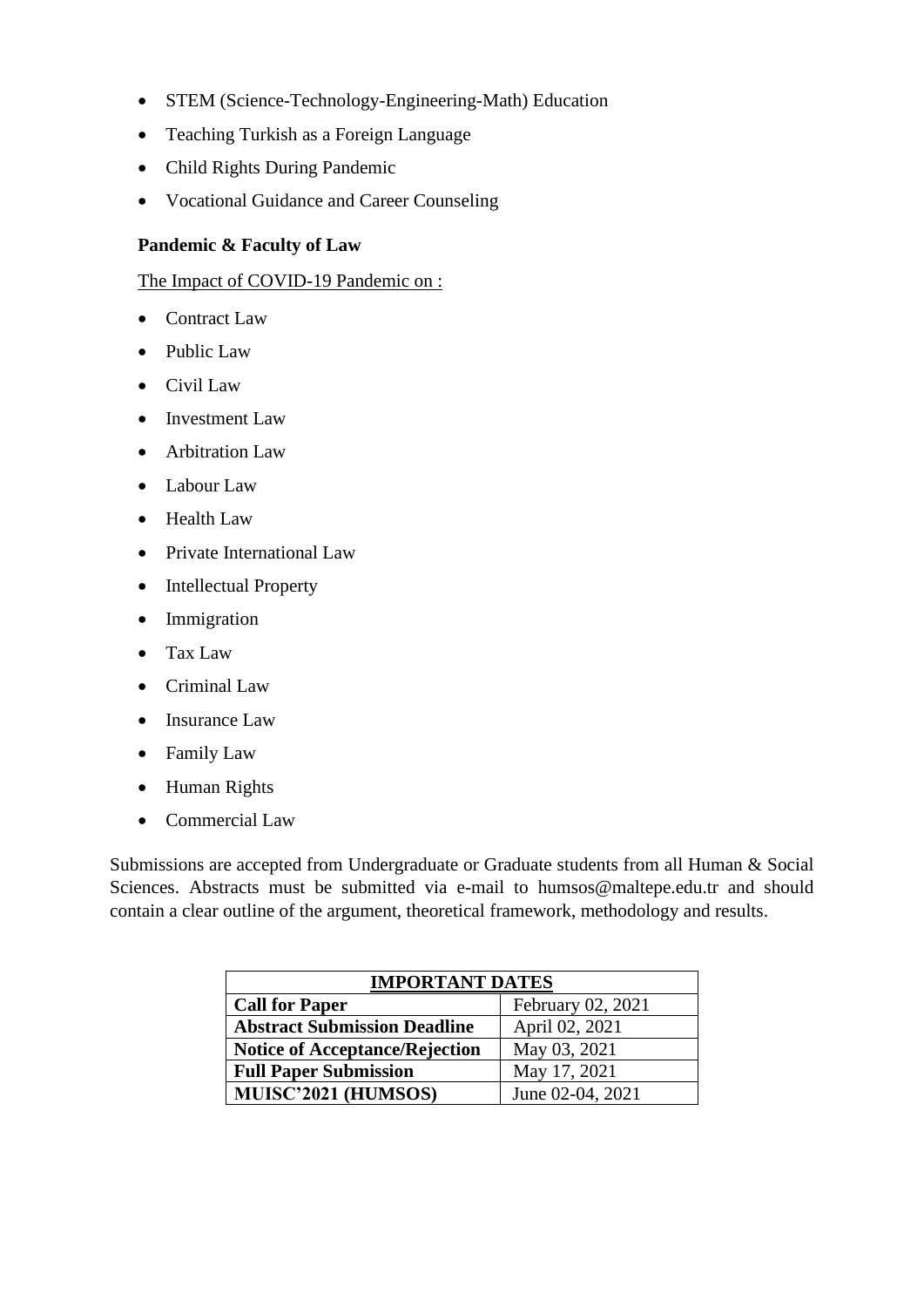- STEM (Science-Technology-Engineering-Math) Education
- Teaching Turkish as a Foreign Language
- Child Rights During Pandemic
- Vocational Guidance and Career Counseling

**Pandemic & Faculty of Law**

<u>The Impact of COVID-19 Pandemic on :</u>

- Contract Law
- Public Law
- Civil Law
- Investment Law
- Arbitration Law
- Labour Law
- Health Law
- Private International Law
- Intellectual Property
- Immigration
- Tax Law
- Criminal Law
- Insurance Law
- Family Law
- Human Rights
- Commercial Law

Submissions are accepted from Undergraduate or Graduate students from all Human & Social Sciences. Abstracts must be submitted via e-mail to humsos@maltepe.edu.tr and should contain a clear outline of the argument, theoretical framework, methodology and results.

| **IMPORTANT DATES** | |
|---|---|
| **Call for Paper** | February 02, 2021 |
| **Abstract Submission Deadline** | April 02, 2021 |
| **Notice of Acceptance/Rejection** | May 03, 2021 |
| **Full Paper Submission** | May 17, 2021 |
| **MUISC'2021 (HUMSOS)** | June 02-04, 2021 |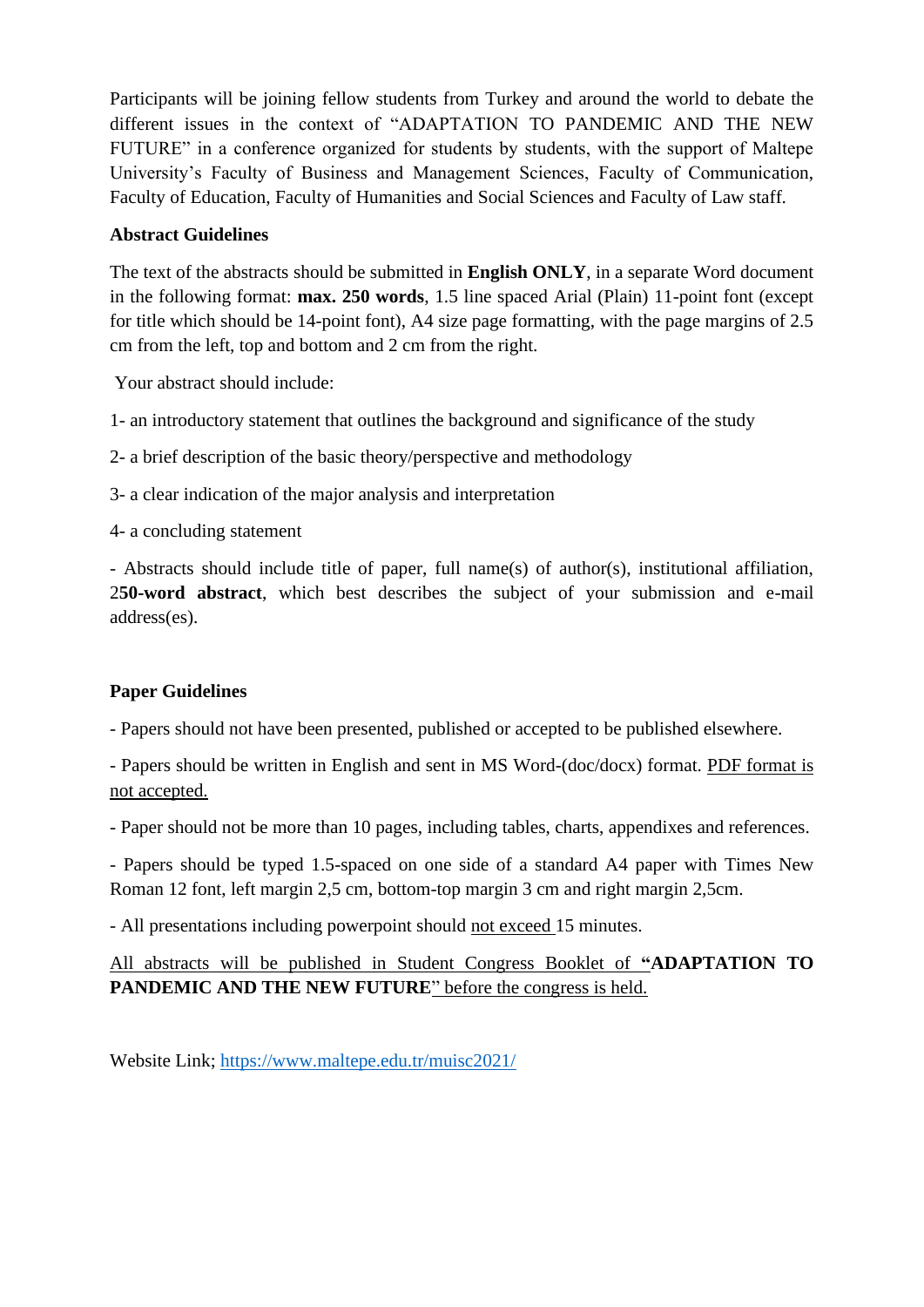Participants will be joining fellow students from Turkey and around the world to debate the different issues in the context of "ADAPTATION TO PANDEMIC AND THE NEW FUTURE" in a conference organized for students by students, with the support of Maltepe University's Faculty of Business and Management Sciences, Faculty of Communication, Faculty of Education, Faculty of Humanities and Social Sciences and Faculty of Law staff.

**Abstract Guidelines**

The text of the abstracts should be submitted in **English ONLY**, in a separate Word document in the following format: **max. 250 words**, 1.5 line spaced Arial (Plain) 11-point font (except for title which should be 14-point font), A4 size page formatting, with the page margins of 2.5 cm from the left, top and bottom and 2 cm from the right.

Your abstract should include:

1- an introductory statement that outlines the background and significance of the study

2- a brief description of the basic theory/perspective and methodology

3- a clear indication of the major analysis and interpretation

4- a concluding statement

- Abstracts should include title of paper, full name(s) of author(s), institutional affiliation, 2**50-word abstract**, which best describes the subject of your submission and e-mail address(es).

**Paper Guidelines**

- Papers should not have been presented, published or accepted to be published elsewhere.

- Papers should be written in English and sent in MS Word-(doc/docx) format. PDF format is not accepted.

- Paper should not be more than 10 pages, including tables, charts, appendixes and references.

- Papers should be typed 1.5-spaced on one side of a standard A4 paper with Times New Roman 12 font, left margin 2,5 cm, bottom-top margin 3 cm and right margin 2,5cm.

- All presentations including powerpoint should not exceed 15 minutes.

All abstracts will be published in Student Congress Booklet of "**ADAPTATION TO PANDEMIC AND THE NEW FUTURE**" before the congress is held.

Website Link; https://www.maltepe.edu.tr/muisc2021/